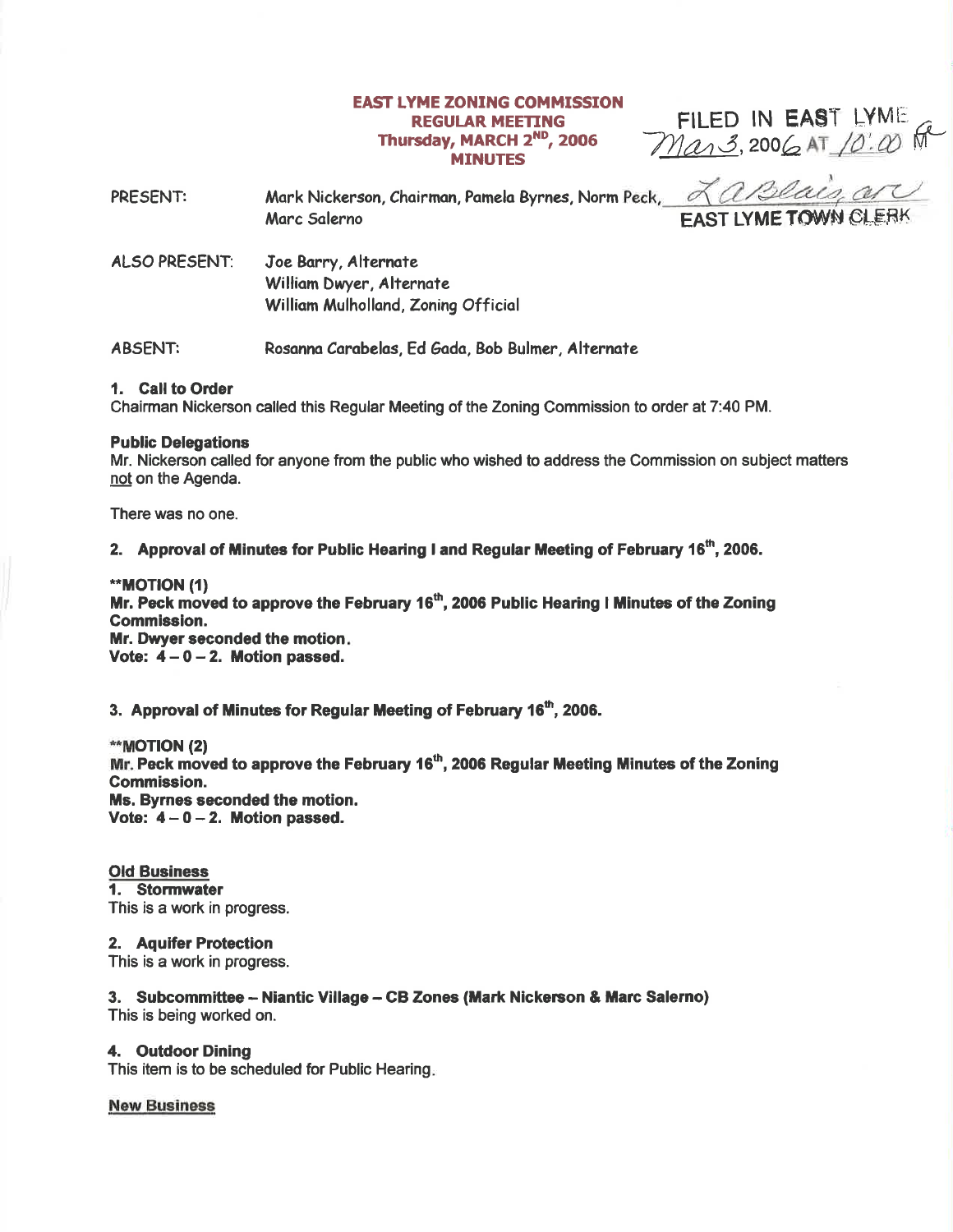# EAST LYME ZONING COMMISSION
## REGULAR MEETING
## Thursday, MARCH 2ND, 2006
## MINUTES

FILED IN EAST LYME
Mar 3, 2006 AT 10:00 AM
EAST LYME TOWN CLERK

PRESENT: Mark Nickerson, Chairman, Pamela Byrnes, Norm Peck, Marc Salerno

ALSO PRESENT: Joe Barry, Alternate
William Dwyer, Alternate
William Mulholland, Zoning Official

ABSENT: Rosanna Carabelas, Ed Gada, Bob Bulmer, Alternate

**1. Call to Order**
Chairman Nickerson called this Regular Meeting of the Zoning Commission to order at 7:40 PM.

**Public Delegations**
Mr. Nickerson called for anyone from the public who wished to address the Commission on subject matters not on the Agenda.

There was no one.

**2. Approval of Minutes for Public Hearing I and Regular Meeting of February 16th, 2006.**

**\*\*MOTION (1)**
**Mr. Peck moved to approve the February 16th, 2006 Public Hearing I Minutes of the Zoning Commission.**
**Mr. Dwyer seconded the motion.**
**Vote: 4 – 0 – 2. Motion passed.**

**3. Approval of Minutes for Regular Meeting of February 16th, 2006.**

**\*\*MOTION (2)**
**Mr. Peck moved to approve the February 16th, 2006 Regular Meeting Minutes of the Zoning Commission.**
**Ms. Byrnes seconded the motion.**
**Vote: 4 – 0 – 2. Motion passed.**

**Old Business**

**1. Stormwater**
This is a work in progress.

**2. Aquifer Protection**
This is a work in progress.

**3. Subcommittee – Niantic Village – CB Zones (Mark Nickerson & Marc Salerno)**
This is being worked on.

**4. Outdoor Dining**
This item is to be scheduled for Public Hearing.

**New Business**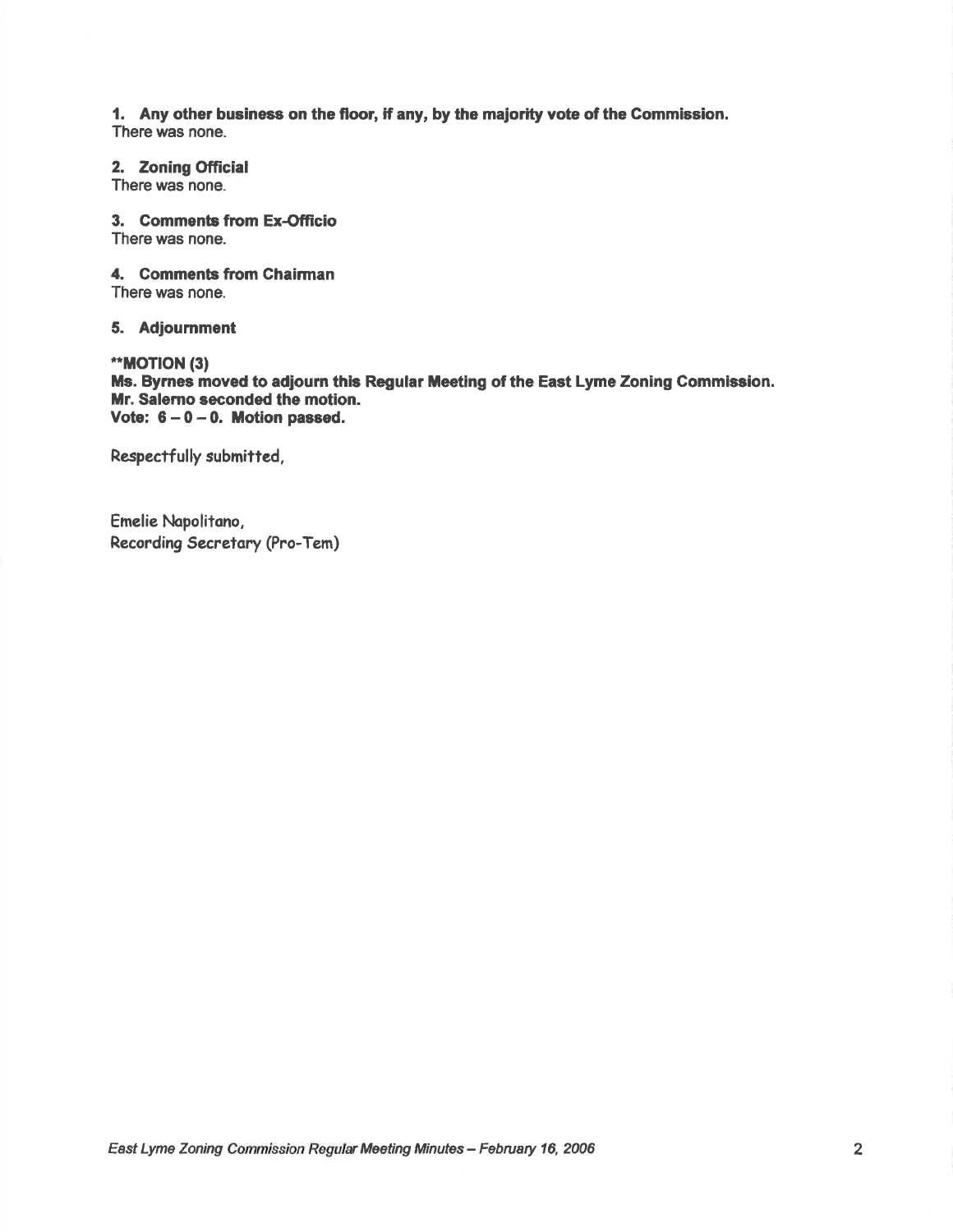**1. Any other business on the floor, if any, by the majority vote of the Commission.**
There was none.

**2. Zoning Official**
There was none.

**3. Comments from Ex-Officio**
There was none.

**4. Comments from Chairman**
There was none.

**5. Adjournment**

****MOTION (3)**
**Ms. Byrnes moved to adjourn this Regular Meeting of the East Lyme Zoning Commission.**
**Mr. Salerno seconded the motion.**
**Vote: 6 – 0 – 0. Motion passed.**

Respectfully submitted,

Emelie Napolitano,
Recording Secretary (Pro-Tem)